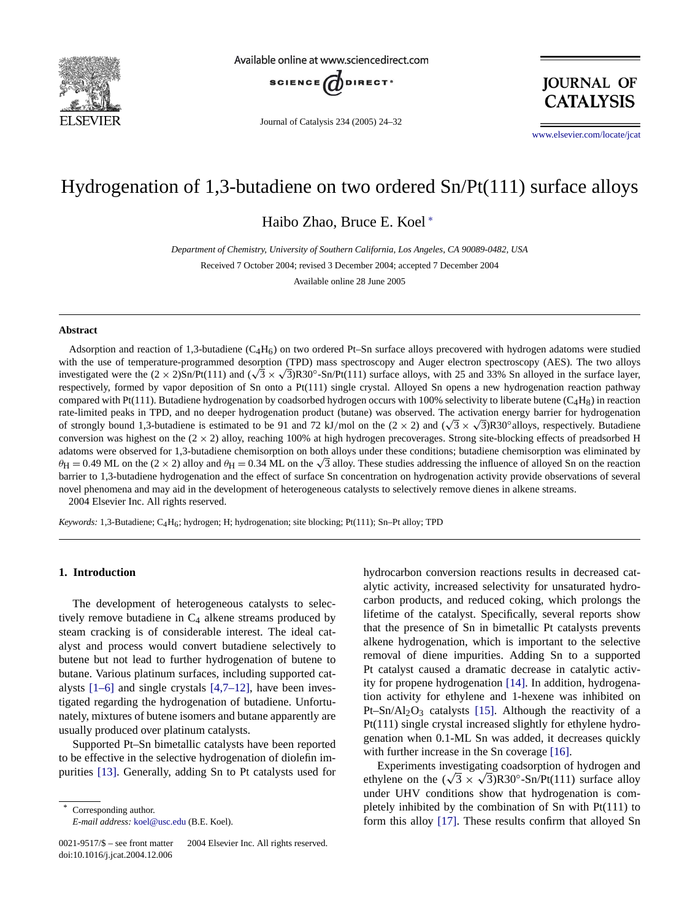# Hydrogenation of 1,3-butadiene on two ordered Sn/Pt(111) surface alloys

Haibo Zhao, Bruce E. Koel *

*Department of Chemistry, University of Southern California, Los Angeles, CA 90089-0482, USA*

Received 7 October 2004; revised 3 December 2004; accepted 7 December 2004

Available online 28 June 2005

## Abstract

Adsorption and reaction of 1,3-butadiene ($C_4H_6$) on two ordered Pt–Sn surface alloys precovered with hydrogen adatoms were studied with the use of temperature-programmed desorption (TPD) mass spectroscopy and Auger electron spectroscopy (AES). The two alloys investigated were the $(2 \times 2)$Sn/Pt(111) and $(\sqrt{3} \times \sqrt{3})$R30°-Sn/Pt(111) surface alloys, with 25 and 33% Sn alloyed in the surface layer, respectively, formed by vapor deposition of Sn onto a Pt(111) single crystal. Alloyed Sn opens a new hydrogenation reaction pathway compared with Pt(111). Butadiene hydrogenation by coadsorbed hydrogen occurs with 100% selectivity to liberate butene ($C_4H_8$) in reaction rate-limited peaks in TPD, and no deeper hydrogenation product (butane) was observed. The activation energy barrier for hydrogenation of strongly bound 1,3-butadiene is estimated to be 91 and 72 kJ/mol on the $(2 \times 2)$ and $(\sqrt{3} \times \sqrt{3})$R30°alloys, respectively. Butadiene conversion was highest on the $(2 \times 2)$ alloy, reaching 100% at high hydrogen precoverages. Strong site-blocking effects of preadsorbed H adatoms were observed for 1,3-butadiene chemisorption on both alloys under these conditions; butadiene chemisorption was eliminated by $\theta_H = 0.49$ ML on the $(2 \times 2)$ alloy and $\theta_H = 0.34$ ML on the $\sqrt{3}$ alloy. These studies addressing the influence of alloyed Sn on the reaction barrier to 1,3-butadiene hydrogenation and the effect of surface Sn concentration on hydrogenation activity provide observations of several novel phenomena and may aid in the development of heterogeneous catalysts to selectively remove dienes in alkene streams.

2004 Elsevier Inc. All rights reserved.

*Keywords:* 1,3-Butadiene; $C_4H_6$; hydrogen; H; hydrogenation; site blocking; Pt(111); Sn–Pt alloy; TPD

## 1. Introduction

The development of heterogeneous catalysts to selectively remove butadiene in $C_4$ alkene streams produced by steam cracking is of considerable interest. The ideal catalyst and process would convert butadiene selectively to butene but not lead to further hydrogenation of butene to butane. Various platinum surfaces, including supported catalysts [1–6] and single crystals [4,7–12], have been investigated regarding the hydrogenation of butadiene. Unfortunately, mixtures of butene isomers and butane apparently are usually produced over platinum catalysts.

Supported Pt–Sn bimetallic catalysts have been reported to be effective in the selective hydrogenation of diolefin impurities [13]. Generally, adding Sn to Pt catalysts used for hydrocarbon conversion reactions results in decreased catalytic activity, increased selectivity for unsaturated hydrocarbon products, and reduced coking, which prolongs the lifetime of the catalyst. Specifically, several reports show that the presence of Sn in bimetallic Pt catalysts prevents alkene hydrogenation, which is important to the selective removal of diene impurities. Adding Sn to a supported Pt catalyst caused a dramatic decrease in catalytic activity for propene hydrogenation [14]. In addition, hydrogenation activity for ethylene and 1-hexene was inhibited on Pt–Sn/$Al_2O_3$ catalysts [15]. Although the reactivity of a Pt(111) single crystal increased slightly for ethylene hydrogenation when 0.1-ML Sn was added, it decreases quickly with further increase in the Sn coverage [16].

Experiments investigating coadsorption of hydrogen and ethylene on the $(\sqrt{3} \times \sqrt{3})$R30°-Sn/Pt(111) surface alloy under UHV conditions show that hydrogenation is completely inhibited by the combination of Sn with Pt(111) to form this alloy [17]. These results confirm that alloyed Sn

* Corresponding author.
*E-mail address:* koel@usc.edu (B.E. Koel).

0021-9517/$ – see front matter 2004 Elsevier Inc. All rights reserved.
doi:10.1016/j.jcat.2004.12.006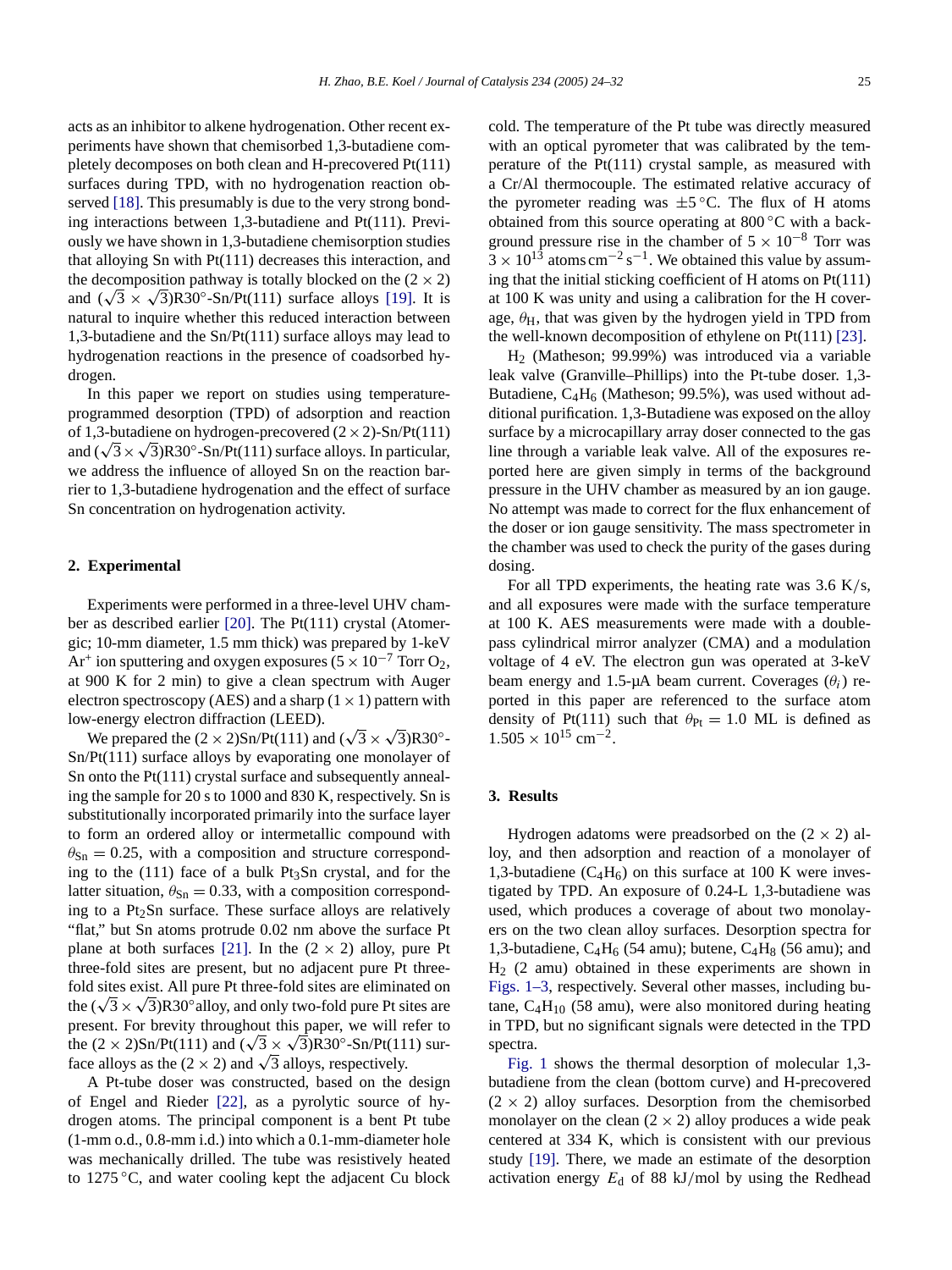acts as an inhibitor to alkene hydrogenation. Other recent experiments have shown that chemisorbed 1,3-butadiene completely decomposes on both clean and H-precovered Pt(111) surfaces during TPD, with no hydrogenation reaction observed [18]. This presumably is due to the very strong bonding interactions between 1,3-butadiene and Pt(111). Previously we have shown in 1,3-butadiene chemisorption studies that alloying Sn with Pt(111) decreases this interaction, and the decomposition pathway is totally blocked on the $(2 \times 2)$ and $(\sqrt{3} \times \sqrt{3})$R30°-Sn/Pt(111) surface alloys [19]. It is natural to inquire whether this reduced interaction between 1,3-butadiene and the Sn/Pt(111) surface alloys may lead to hydrogenation reactions in the presence of coadsorbed hydrogen.

In this paper we report on studies using temperature-programmed desorption (TPD) of adsorption and reaction of 1,3-butadiene on hydrogen-precovered $(2 \times 2)$-Sn/Pt(111) and $(\sqrt{3} \times \sqrt{3})$R30°-Sn/Pt(111) surface alloys. In particular, we address the influence of alloyed Sn on the reaction barrier to 1,3-butadiene hydrogenation and the effect of surface Sn concentration on hydrogenation activity.

## 2. Experimental

Experiments were performed in a three-level UHV chamber as described earlier [20]. The Pt(111) crystal (Atomergic; 10-mm diameter, 1.5 mm thick) was prepared by 1-keV $Ar^+$ ion sputtering and oxygen exposures ($5 \times 10^{-7}$ Torr $O_2$, at 900 K for 2 min) to give a clean spectrum with Auger electron spectroscopy (AES) and a sharp $(1 \times 1)$ pattern with low-energy electron diffraction (LEED).

We prepared the $(2 \times 2)$Sn/Pt(111) and $(\sqrt{3} \times \sqrt{3})$R30°-Sn/Pt(111) surface alloys by evaporating one monolayer of Sn onto the Pt(111) crystal surface and subsequently annealing the sample for 20 s to 1000 and 830 K, respectively. Sn is substitutionally incorporated primarily into the surface layer to form an ordered alloy or intermetallic compound with $\theta_{Sn} = 0.25$, with a composition and structure corresponding to the (111) face of a bulk $Pt_3Sn$ crystal, and for the latter situation, $\theta_{Sn} = 0.33$, with a composition corresponding to a $Pt_2Sn$ surface. These surface alloys are relatively "flat," but Sn atoms protrude 0.02 nm above the surface Pt plane at both surfaces [21]. In the $(2 \times 2)$ alloy, pure Pt three-fold sites are present, but no adjacent pure Pt three-fold sites exist. All pure Pt three-fold sites are eliminated on the $(\sqrt{3} \times \sqrt{3})$R30°alloy, and only two-fold pure Pt sites are present. For brevity throughout this paper, we will refer to the $(2 \times 2)$Sn/Pt(111) and $(\sqrt{3} \times \sqrt{3})$R30°-Sn/Pt(111) surface alloys as the $(2 \times 2)$ and $\sqrt{3}$ alloys, respectively.

A Pt-tube doser was constructed, based on the design of Engel and Rieder [22], as a pyrolytic source of hydrogen atoms. The principal component is a bent Pt tube (1-mm o.d., 0.8-mm i.d.) into which a 0.1-mm-diameter hole was mechanically drilled. The tube was resistively heated to 1275 °C, and water cooling kept the adjacent Cu block cold. The temperature of the Pt tube was directly measured with an optical pyrometer that was calibrated by the temperature of the Pt(111) crystal sample, as measured with a Cr/Al thermocouple. The estimated relative accuracy of the pyrometer reading was ±5 °C. The flux of H atoms obtained from this source operating at 800 °C with a background pressure rise in the chamber of $5 \times 10^{-8}$ Torr was $3 \times 10^{13}$ atoms $cm^{-2} s^{-1}$. We obtained this value by assuming that the initial sticking coefficient of H atoms on Pt(111) at 100 K was unity and using a calibration for the H coverage, $\theta_H$, that was given by the hydrogen yield in TPD from the well-known decomposition of ethylene on Pt(111) [23].

$H_2$ (Matheson; 99.99%) was introduced via a variable leak valve (Granville–Phillips) into the Pt-tube doser. 1,3-Butadiene, $C_4H_6$ (Matheson; 99.5%), was used without additional purification. 1,3-Butadiene was exposed on the alloy surface by a microcapillary array doser connected to the gas line through a variable leak valve. All of the exposures reported here are given simply in terms of the background pressure in the UHV chamber as measured by an ion gauge. No attempt was made to correct for the flux enhancement of the doser or ion gauge sensitivity. The mass spectrometer in the chamber was used to check the purity of the gases during dosing.

For all TPD experiments, the heating rate was 3.6 K/s, and all exposures were made with the surface temperature at 100 K. AES measurements were made with a double-pass cylindrical mirror analyzer (CMA) and a modulation voltage of 4 eV. The electron gun was operated at 3-keV beam energy and 1.5-μA beam current. Coverages ($\theta_i$) reported in this paper are referenced to the surface atom density of Pt(111) such that $\theta_{Pt} = 1.0$ ML is defined as $1.505 \times 10^{15}$ $cm^{-2}$.

## 3. Results

Hydrogen adatoms were preadsorbed on the $(2 \times 2)$ alloy, and then adsorption and reaction of a monolayer of 1,3-butadiene ($C_4H_6$) on this surface at 100 K were investigated by TPD. An exposure of 0.24-L 1,3-butadiene was used, which produces a coverage of about two monolayers on the two clean alloy surfaces. Desorption spectra for 1,3-butadiene, $C_4H_6$ (54 amu); butene, $C_4H_8$ (56 amu); and $H_2$ (2 amu) obtained in these experiments are shown in Figs. 1–3, respectively. Several other masses, including butane, $C_4H_{10}$ (58 amu), were also monitored during heating in TPD, but no significant signals were detected in the TPD spectra.

Fig. 1 shows the thermal desorption of molecular 1,3-butadiene from the clean (bottom curve) and H-precovered $(2 \times 2)$ alloy surfaces. Desorption from the chemisorbed monolayer on the clean $(2 \times 2)$ alloy produces a wide peak centered at 334 K, which is consistent with our previous study [19]. There, we made an estimate of the desorption activation energy $E_d$ of 88 kJ/mol by using the Redhead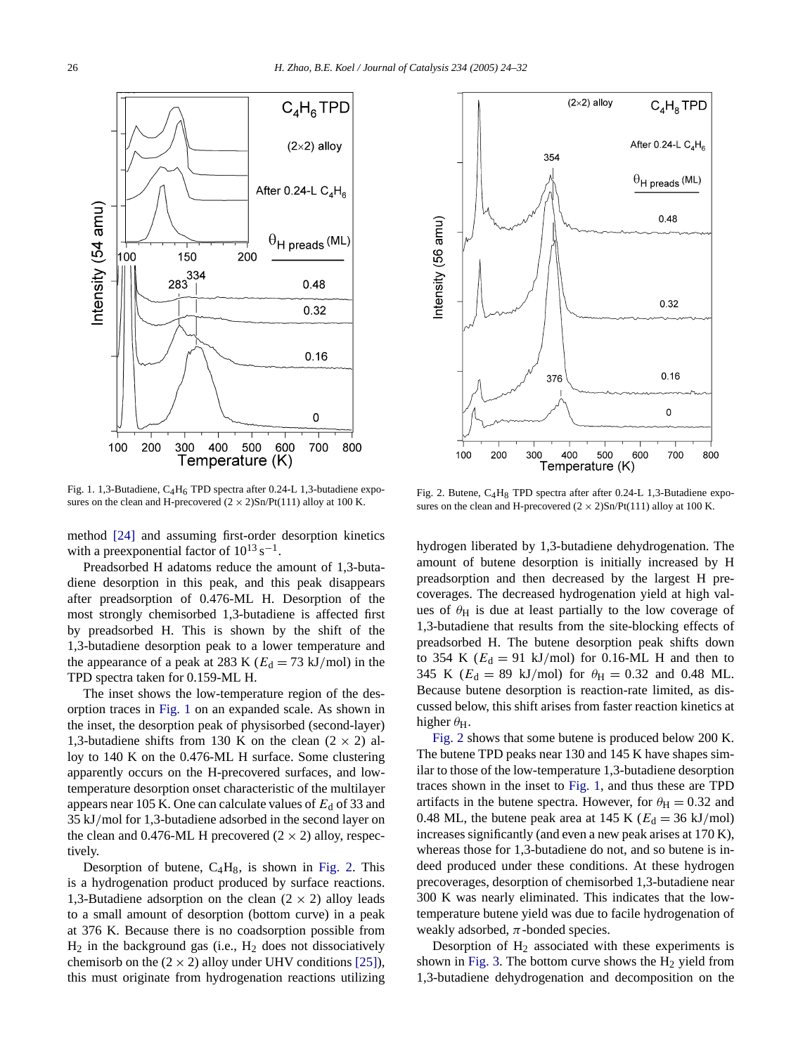Fig. 1. 1,3-Butadiene, $C_4H_6$ TPD spectra after 0.24-L 1,3-butadiene exposures on the clean and H-precovered $(2 \times 2)$Sn/Pt(111) alloy at 100 K.

Fig. 2. Butene, $C_4H_8$ TPD spectra after after 0.24-L 1,3-Butadiene exposures on the clean and H-precovered $(2 \times 2)$Sn/Pt(111) alloy at 100 K.

method [24] and assuming first-order desorption kinetics with a preexponential factor of $10^{13}\ \mathrm{s}^{-1}$.

Preadsorbed H adatoms reduce the amount of 1,3-butadiene desorption in this peak, and this peak disappears after preadsorption of 0.476-ML H. Desorption of the most strongly chemisorbed 1,3-butadiene is affected first by preadsorbed H. This is shown by the shift of the 1,3-butadiene desorption peak to a lower temperature and the appearance of a peak at 283 K ($E_d = 73$ kJ/mol) in the TPD spectra taken for 0.159-ML H.

The inset shows the low-temperature region of the desorption traces in Fig. 1 on an expanded scale. As shown in the inset, the desorption peak of physisorbed (second-layer) 1,3-butadiene shifts from 130 K on the clean $(2 \times 2)$ alloy to 140 K on the 0.476-ML H surface. Some clustering apparently occurs on the H-precovered surfaces, and low-temperature desorption onset characteristic of the multilayer appears near 105 K. One can calculate values of $E_d$ of 33 and 35 kJ/mol for 1,3-butadiene adsorbed in the second layer on the clean and 0.476-ML H precovered $(2 \times 2)$ alloy, respectively.

Desorption of butene, $C_4H_8$, is shown in Fig. 2. This is a hydrogenation product produced by surface reactions. 1,3-Butadiene adsorption on the clean $(2 \times 2)$ alloy leads to a small amount of desorption (bottom curve) in a peak at 376 K. Because there is no coadsorption possible from $H_2$ in the background gas (i.e., $H_2$ does not dissociatively chemisorb on the $(2 \times 2)$ alloy under UHV conditions [25]), this must originate from hydrogenation reactions utilizing hydrogen liberated by 1,3-butadiene dehydrogenation. The amount of butene desorption is initially increased by H preadsorption and then decreased by the largest H precoverages. The decreased hydrogenation yield at high values of $\theta_H$ is due at least partially to the low coverage of 1,3-butadiene that results from the site-blocking effects of preadsorbed H. The butene desorption peak shifts down to 354 K ($E_d = 91$ kJ/mol) for 0.16-ML H and then to 345 K ($E_d = 89$ kJ/mol) for $\theta_H = 0.32$ and 0.48 ML. Because butene desorption is reaction-rate limited, as discussed below, this shift arises from faster reaction kinetics at higher $\theta_H$.

Fig. 2 shows that some butene is produced below 200 K. The butene TPD peaks near 130 and 145 K have shapes similar to those of the low-temperature 1,3-butadiene desorption traces shown in the inset to Fig. 1, and thus these are TPD artifacts in the butene spectra. However, for $\theta_H = 0.32$ and 0.48 ML, the butene peak area at 145 K ($E_d = 36$ kJ/mol) increases significantly (and even a new peak arises at 170 K), whereas those for 1,3-butadiene do not, and so butene is indeed produced under these conditions. At these hydrogen precoverages, desorption of chemisorbed 1,3-butadiene near 300 K was nearly eliminated. This indicates that the low-temperature butene yield was due to facile hydrogenation of weakly adsorbed, $\pi$-bonded species.

Desorption of $H_2$ associated with these experiments is shown in Fig. 3. The bottom curve shows the $H_2$ yield from 1,3-butadiene dehydrogenation and decomposition on the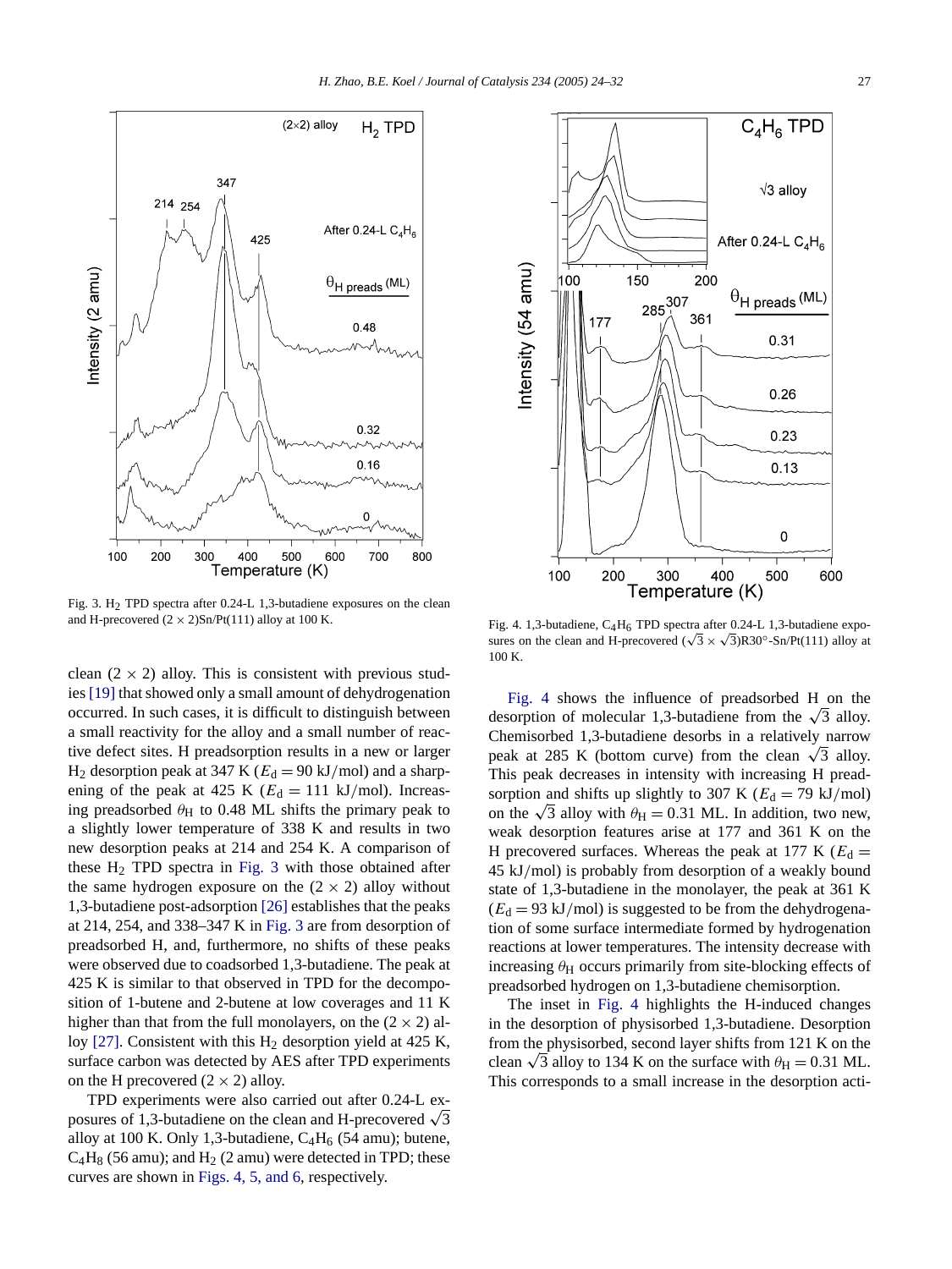Fig. 3. $H_2$ TPD spectra after 0.24-L 1,3-butadiene exposures on the clean and H-precovered $(2 \times 2)$Sn/Pt(111) alloy at 100 K.

Fig. 4. 1,3-butadiene, $C_4H_6$ TPD spectra after 0.24-L 1,3-butadiene exposures on the clean and H-precovered $(\sqrt{3} \times \sqrt{3})$R30°-Sn/Pt(111) alloy at 100 K.

clean $(2 \times 2)$ alloy. This is consistent with previous studies [19] that showed only a small amount of dehydrogenation occurred. In such cases, it is difficult to distinguish between a small reactivity for the alloy and a small number of reactive defect sites. H preadsorption results in a new or larger $H_2$ desorption peak at 347 K ($E_d = 90$ kJ/mol) and a sharpening of the peak at 425 K ($E_d = 111$ kJ/mol). Increasing preadsorbed $\theta_H$ to 0.48 ML shifts the primary peak to a slightly lower temperature of 338 K and results in two new desorption peaks at 214 and 254 K. A comparison of these $H_2$ TPD spectra in Fig. 3 with those obtained after the same hydrogen exposure on the $(2 \times 2)$ alloy without 1,3-butadiene post-adsorption [26] establishes that the peaks at 214, 254, and 338–347 K in Fig. 3 are from desorption of preadsorbed H, and, furthermore, no shifts of these peaks were observed due to coadsorbed 1,3-butadiene. The peak at 425 K is similar to that observed in TPD for the decomposition of 1-butene and 2-butene at low coverages and 11 K higher than that from the full monolayers, on the $(2 \times 2)$ alloy [27]. Consistent with this $H_2$ desorption yield at 425 K, surface carbon was detected by AES after TPD experiments on the H precovered $(2 \times 2)$ alloy.

TPD experiments were also carried out after 0.24-L exposures of 1,3-butadiene on the clean and H-precovered $\sqrt{3}$ alloy at 100 K. Only 1,3-butadiene, $C_4H_6$ (54 amu); butene, $C_4H_8$ (56 amu); and $H_2$ (2 amu) were detected in TPD; these curves are shown in Figs. 4, 5, and 6, respectively.

Fig. 4 shows the influence of preadsorbed H on the desorption of molecular 1,3-butadiene from the $\sqrt{3}$ alloy. Chemisorbed 1,3-butadiene desorbs in a relatively narrow peak at 285 K (bottom curve) from the clean $\sqrt{3}$ alloy. This peak decreases in intensity with increasing H preadsorption and shifts up slightly to 307 K ($E_d = 79$ kJ/mol) on the $\sqrt{3}$ alloy with $\theta_H = 0.31$ ML. In addition, two new, weak desorption features arise at 177 and 361 K on the H precovered surfaces. Whereas the peak at 177 K ($E_d = 45$ kJ/mol) is probably from desorption of a weakly bound state of 1,3-butadiene in the monolayer, the peak at 361 K ($E_d = 93$ kJ/mol) is suggested to be from the dehydrogenation of some surface intermediate formed by hydrogenation reactions at lower temperatures. The intensity decrease with increasing $\theta_H$ occurs primarily from site-blocking effects of preadsorbed hydrogen on 1,3-butadiene chemisorption.

The inset in Fig. 4 highlights the H-induced changes in the desorption of physisorbed 1,3-butadiene. Desorption from the physisorbed, second layer shifts from 121 K on the clean $\sqrt{3}$ alloy to 134 K on the surface with $\theta_H = 0.31$ ML. This corresponds to a small increase in the desorption acti-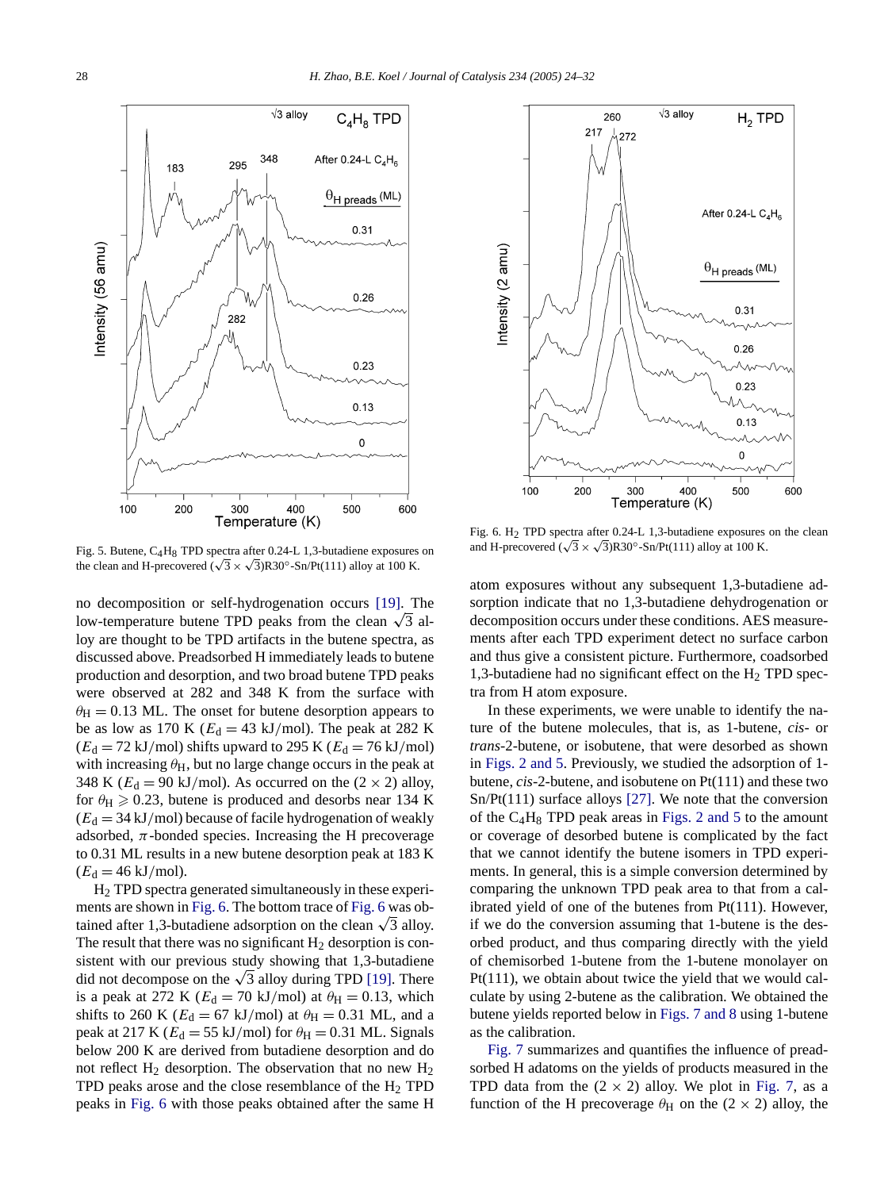Fig. 5. Butene, $C_4H_8$ TPD spectra after 0.24-L 1,3-butadiene exposures on the clean and H-precovered $(\sqrt{3} \times \sqrt{3})R30°$-Sn/Pt(111) alloy at 100 K.

Fig. 6. $H_2$ TPD spectra after 0.24-L 1,3-butadiene exposures on the clean and H-precovered $(\sqrt{3} \times \sqrt{3})R30°$-Sn/Pt(111) alloy at 100 K.

no decomposition or self-hydrogenation occurs [19]. The low-temperature butene TPD peaks from the clean $\sqrt{3}$ alloy are thought to be TPD artifacts in the butene spectra, as discussed above. Preadsorbed H immediately leads to butene production and desorption, and two broad butene TPD peaks were observed at 282 and 348 K from the surface with $\theta_H = 0.13$ ML. The onset for butene desorption appears to be as low as 170 K ($E_d = 43$ kJ/mol). The peak at 282 K ($E_d = 72$ kJ/mol) shifts upward to 295 K ($E_d = 76$ kJ/mol) with increasing $\theta_H$, but no large change occurs in the peak at 348 K ($E_d = 90$ kJ/mol). As occurred on the $(2 \times 2)$ alloy, for $\theta_H \geqslant 0.23$, butene is produced and desorbs near 134 K ($E_d = 34$ kJ/mol) because of facile hydrogenation of weakly adsorbed, $\pi$-bonded species. Increasing the H precoverage to 0.31 ML results in a new butene desorption peak at 183 K ($E_d = 46$ kJ/mol).

$H_2$ TPD spectra generated simultaneously in these experiments are shown in Fig. 6. The bottom trace of Fig. 6 was obtained after 1,3-butadiene adsorption on the clean $\sqrt{3}$ alloy. The result that there was no significant $H_2$ desorption is consistent with our previous study showing that 1,3-butadiene did not decompose on the $\sqrt{3}$ alloy during TPD [19]. There is a peak at 272 K ($E_d = 70$ kJ/mol) at $\theta_H = 0.13$, which shifts to 260 K ($E_d = 67$ kJ/mol) at $\theta_H = 0.31$ ML, and a peak at 217 K ($E_d = 55$ kJ/mol) for $\theta_H = 0.31$ ML. Signals below 200 K are derived from butadiene desorption and do not reflect $H_2$ desorption. The observation that no new $H_2$ TPD peaks arose and the close resemblance of the $H_2$ TPD peaks in Fig. 6 with those peaks obtained after the same H atom exposures without any subsequent 1,3-butadiene adsorption indicate that no 1,3-butadiene dehydrogenation or decomposition occurs under these conditions. AES measurements after each TPD experiment detect no surface carbon and thus give a consistent picture. Furthermore, coadsorbed 1,3-butadiene had no significant effect on the $H_2$ TPD spectra from H atom exposure.

In these experiments, we were unable to identify the nature of the butene molecules, that is, as 1-butene, *cis*- or *trans*-2-butene, or isobutene, that were desorbed as shown in Figs. 2 and 5. Previously, we studied the adsorption of 1-butene, *cis*-2-butene, and isobutene on Pt(111) and these two Sn/Pt(111) surface alloys [27]. We note that the conversion of the $C_4H_8$ TPD peak areas in Figs. 2 and 5 to the amount or coverage of desorbed butene is complicated by the fact that we cannot identify the butene isomers in TPD experiments. In general, this is a simple conversion determined by comparing the unknown TPD peak area to that from a calibrated yield of one of the butenes from Pt(111). However, if we do the conversion assuming that 1-butene is the desorbed product, and thus comparing directly with the yield of chemisorbed 1-butene from the 1-butene monolayer on Pt(111), we obtain about twice the yield that we would calculate by using 2-butene as the calibration. We obtained the butene yields reported below in Figs. 7 and 8 using 1-butene as the calibration.

Fig. 7 summarizes and quantifies the influence of preadsorbed H adatoms on the yields of products measured in the TPD data from the $(2 \times 2)$ alloy. We plot in Fig. 7, as a function of the H precoverage $\theta_H$ on the $(2 \times 2)$ alloy, the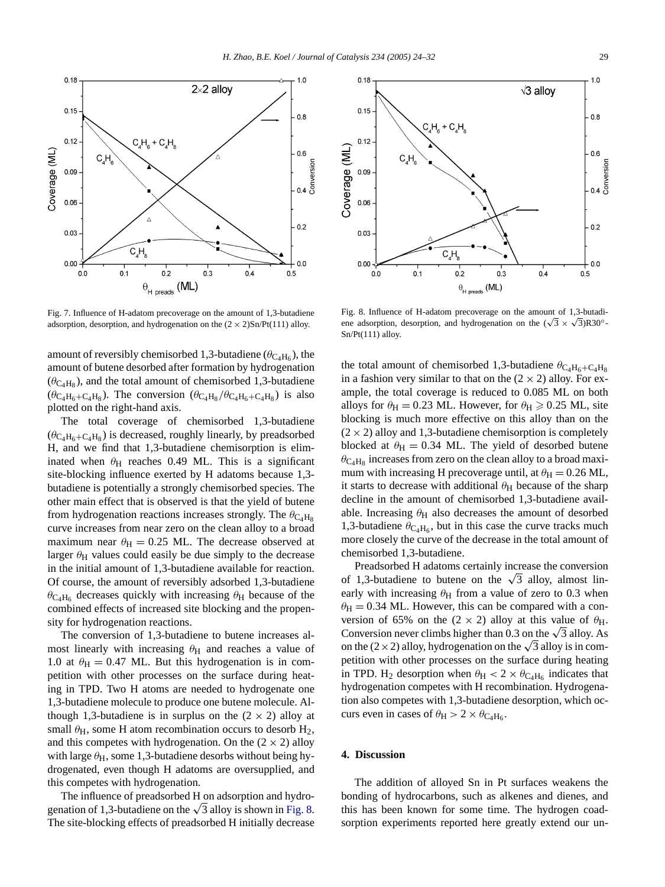Fig. 7. Influence of H-adatom precoverage on the amount of 1,3-butadiene adsorption, desorption, and hydrogenation on the $(2 \times 2)$Sn/Pt(111) alloy.

Fig. 8. Influence of H-adatom precoverage on the amount of 1,3-butadiene adsorption, desorption, and hydrogenation on the $(\sqrt{3} \times \sqrt{3})$R30°-Sn/Pt(111) alloy.

amount of reversibly chemisorbed 1,3-butadiene ($\theta_{C_4H_6}$), the amount of butene desorbed after formation by hydrogenation ($\theta_{C_4H_8}$), and the total amount of chemisorbed 1,3-butadiene ($\theta_{C_4H_6+C_4H_8}$). The conversion ($\theta_{C_4H_8}/\theta_{C_4H_6+C_4H_8}$) is also plotted on the right-hand axis.

The total coverage of chemisorbed 1,3-butadiene ($\theta_{C_4H_6+C_4H_8}$) is decreased, roughly linearly, by preadsorbed H, and we find that 1,3-butadiene chemisorption is eliminated when $\theta_H$ reaches 0.49 ML. This is a significant site-blocking influence exerted by H adatoms because 1,3-butadiene is potentially a strongly chemisorbed species. The other main effect that is observed is that the yield of butene from hydrogenation reactions increases strongly. The $\theta_{C_4H_8}$ curve increases from near zero on the clean alloy to a broad maximum near $\theta_H = 0.25$ ML. The decrease observed at larger $\theta_H$ values could easily be due simply to the decrease in the initial amount of 1,3-butadiene available for reaction. Of course, the amount of reversibly adsorbed 1,3-butadiene $\theta_{C_4H_6}$ decreases quickly with increasing $\theta_H$ because of the combined effects of increased site blocking and the propensity for hydrogenation reactions.

The conversion of 1,3-butadiene to butene increases almost linearly with increasing $\theta_H$ and reaches a value of 1.0 at $\theta_H = 0.47$ ML. But this hydrogenation is in competition with other processes on the surface during heating in TPD. Two H atoms are needed to hydrogenate one 1,3-butadiene molecule to produce one butene molecule. Although 1,3-butadiene is in surplus on the $(2 \times 2)$ alloy at small $\theta_H$, some H atom recombination occurs to desorb $H_2$, and this competes with hydrogenation. On the $(2 \times 2)$ alloy with large $\theta_H$, some 1,3-butadiene desorbs without being hydrogenated, even though H adatoms are oversupplied, and this competes with hydrogenation.

The influence of preadsorbed H on adsorption and hydrogenation of 1,3-butadiene on the $\sqrt{3}$ alloy is shown in Fig. 8. The site-blocking effects of preadsorbed H initially decrease the total amount of chemisorbed 1,3-butadiene $\theta_{C_4H_6+C_4H_8}$ in a fashion very similar to that on the $(2 \times 2)$ alloy. For example, the total coverage is reduced to 0.085 ML on both alloys for $\theta_H = 0.23$ ML. However, for $\theta_H \geqslant 0.25$ ML, site blocking is much more effective on this alloy than on the $(2 \times 2)$ alloy and 1,3-butadiene chemisorption is completely blocked at $\theta_H = 0.34$ ML. The yield of desorbed butene $\theta_{C_4H_8}$ increases from zero on the clean alloy to a broad maximum with increasing H precoverage until, at $\theta_H = 0.26$ ML, it starts to decrease with additional $\theta_H$ because of the sharp decline in the amount of chemisorbed 1,3-butadiene available. Increasing $\theta_H$ also decreases the amount of desorbed 1,3-butadiene $\theta_{C_4H_6}$, but in this case the curve tracks much more closely the curve of the decrease in the total amount of chemisorbed 1,3-butadiene.

Preadsorbed H adatoms certainly increase the conversion of 1,3-butadiene to butene on the $\sqrt{3}$ alloy, almost linearly with increasing $\theta_H$ from a value of zero to 0.3 when $\theta_H = 0.34$ ML. However, this can be compared with a conversion of 65% on the $(2 \times 2)$ alloy at this value of $\theta_H$. Conversion never climbs higher than 0.3 on the $\sqrt{3}$ alloy. As on the $(2 \times 2)$ alloy, hydrogenation on the $\sqrt{3}$ alloy is in competition with other processes on the surface during heating in TPD. $H_2$ desorption when $\theta_H < 2 \times \theta_{C_4H_6}$ indicates that hydrogenation competes with H recombination. Hydrogenation also competes with 1,3-butadiene desorption, which occurs even in cases of $\theta_H > 2 \times \theta_{C_4H_6}$.

## 4. Discussion

The addition of alloyed Sn in Pt surfaces weakens the bonding of hydrocarbons, such as alkenes and dienes, and this has been known for some time. The hydrogen coadsorption experiments reported here greatly extend our un-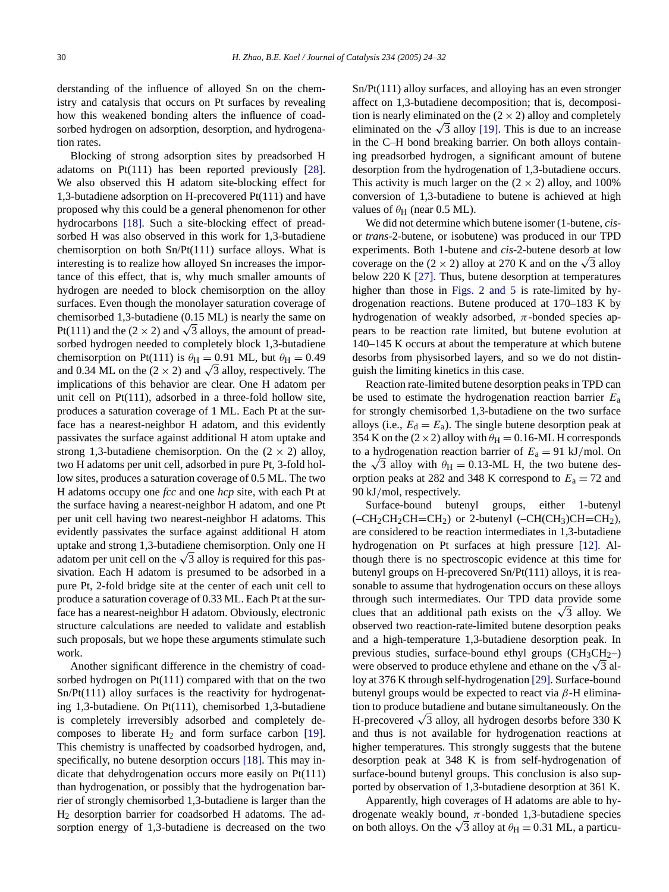derstanding of the influence of alloyed Sn on the chemistry and catalysis that occurs on Pt surfaces by revealing how this weakened bonding alters the influence of coadsorbed hydrogen on adsorption, desorption, and hydrogenation rates.

Blocking of strong adsorption sites by preadsorbed H adatoms on Pt(111) has been reported previously [28]. We also observed this H adatom site-blocking effect for 1,3-butadiene adsorption on H-precovered Pt(111) and have proposed why this could be a general phenomenon for other hydrocarbons [18]. Such a site-blocking effect of preadsorbed H was also observed in this work for 1,3-butadiene chemisorption on both Sn/Pt(111) surface alloys. What is interesting is to realize how alloyed Sn increases the importance of this effect, that is, why much smaller amounts of hydrogen are needed to block chemisorption on the alloy surfaces. Even though the monolayer saturation coverage of chemisorbed 1,3-butadiene (0.15 ML) is nearly the same on Pt(111) and the $(2 \times 2)$ and $\sqrt{3}$ alloys, the amount of preadsorbed hydrogen needed to completely block 1,3-butadiene chemisorption on Pt(111) is $\theta_H = 0.91$ ML, but $\theta_H = 0.49$ and 0.34 ML on the $(2 \times 2)$ and $\sqrt{3}$ alloy, respectively. The implications of this behavior are clear. One H adatom per unit cell on Pt(111), adsorbed in a three-fold hollow site, produces a saturation coverage of 1 ML. Each Pt at the surface has a nearest-neighbor H adatom, and this evidently passivates the surface against additional H atom uptake and strong 1,3-butadiene chemisorption. On the $(2 \times 2)$ alloy, two H adatoms per unit cell, adsorbed in pure Pt, 3-fold hollow sites, produces a saturation coverage of 0.5 ML. The two H adatoms occupy one *fcc* and one *hcp* site, with each Pt at the surface having a nearest-neighbor H adatom, and one Pt per unit cell having two nearest-neighbor H adatoms. This evidently passivates the surface against additional H atom uptake and strong 1,3-butadiene chemisorption. Only one H adatom per unit cell on the $\sqrt{3}$ alloy is required for this passivation. Each H adatom is presumed to be adsorbed in a pure Pt, 2-fold bridge site at the center of each unit cell to produce a saturation coverage of 0.33 ML. Each Pt at the surface has a nearest-neighbor H adatom. Obviously, electronic structure calculations are needed to validate and establish such proposals, but we hope these arguments stimulate such work.

Another significant difference in the chemistry of coadsorbed hydrogen on Pt(111) compared with that on the two Sn/Pt(111) alloy surfaces is the reactivity for hydrogenating 1,3-butadiene. On Pt(111), chemisorbed 1,3-butadiene is completely irreversibly adsorbed and completely decomposes to liberate $H_2$ and form surface carbon [19]. This chemistry is unaffected by coadsorbed hydrogen, and, specifically, no butene desorption occurs [18]. This may indicate that dehydrogenation occurs more easily on Pt(111) than hydrogenation, or possibly that the hydrogenation barrier of strongly chemisorbed 1,3-butadiene is larger than the $H_2$ desorption barrier for coadsorbed H adatoms. The adsorption energy of 1,3-butadiene is decreased on the two Sn/Pt(111) alloy surfaces, and alloying has an even stronger affect on 1,3-butadiene decomposition; that is, decomposition is nearly eliminated on the $(2 \times 2)$ alloy and completely eliminated on the $\sqrt{3}$ alloy [19]. This is due to an increase in the C–H bond breaking barrier. On both alloys containing preadsorbed hydrogen, a significant amount of butene desorption from the hydrogenation of 1,3-butadiene occurs. This activity is much larger on the $(2 \times 2)$ alloy, and 100% conversion of 1,3-butadiene to butene is achieved at high values of $\theta_H$ (near 0.5 ML).

We did not determine which butene isomer (1-butene, *cis*- or *trans*-2-butene, or isobutene) was produced in our TPD experiments. Both 1-butene and *cis*-2-butene desorb at low coverage on the $(2 \times 2)$ alloy at 270 K and on the $\sqrt{3}$ alloy below 220 K [27]. Thus, butene desorption at temperatures higher than those in Figs. 2 and 5 is rate-limited by hydrogenation reactions. Butene produced at 170–183 K by hydrogenation of weakly adsorbed, $\pi$-bonded species appears to be reaction rate limited, but butene evolution at 140–145 K occurs at about the temperature at which butene desorbs from physisorbed layers, and so we do not distinguish the limiting kinetics in this case.

Reaction rate-limited butene desorption peaks in TPD can be used to estimate the hydrogenation reaction barrier $E_a$ for strongly chemisorbed 1,3-butadiene on the two surface alloys (i.e., $E_d = E_a$). The single butene desorption peak at 354 K on the $(2 \times 2)$ alloy with $\theta_H = 0.16$-ML H corresponds to a hydrogenation reaction barrier of $E_a = 91$ kJ/mol. On the $\sqrt{3}$ alloy with $\theta_H = 0.13$-ML H, the two butene desorption peaks at 282 and 348 K correspond to $E_a = 72$ and 90 kJ/mol, respectively.

Surface-bound butenyl groups, either 1-butenyl ($-CH_2CH_2CH{=}CH_2$) or 2-butenyl ($-CH(CH_3)CH{=}CH_2$), are considered to be reaction intermediates in 1,3-butadiene hydrogenation on Pt surfaces at high pressure [12]. Although there is no spectroscopic evidence at this time for butenyl groups on H-precovered Sn/Pt(111) alloys, it is reasonable to assume that hydrogenation occurs on these alloys through such intermediates. Our TPD data provide some clues that an additional path exists on the $\sqrt{3}$ alloy. We observed two reaction-rate-limited butene desorption peaks and a high-temperature 1,3-butadiene desorption peak. In previous studies, surface-bound ethyl groups ($CH_3CH_2$–) were observed to produce ethylene and ethane on the $\sqrt{3}$ alloy at 376 K through self-hydrogenation [29]. Surface-bound butenyl groups would be expected to react via $\beta$-H elimination to produce butadiene and butane simultaneously. On the H-precovered $\sqrt{3}$ alloy, all hydrogen desorbs before 330 K and thus is not available for hydrogenation reactions at higher temperatures. This strongly suggests that the butene desorption peak at 348 K is from self-hydrogenation of surface-bound butenyl groups. This conclusion is also supported by observation of 1,3-butadiene desorption at 361 K.

Apparently, high coverages of H adatoms are able to hydrogenate weakly bound, $\pi$-bonded 1,3-butadiene species on both alloys. On the $\sqrt{3}$ alloy at $\theta_H = 0.31$ ML, a particu-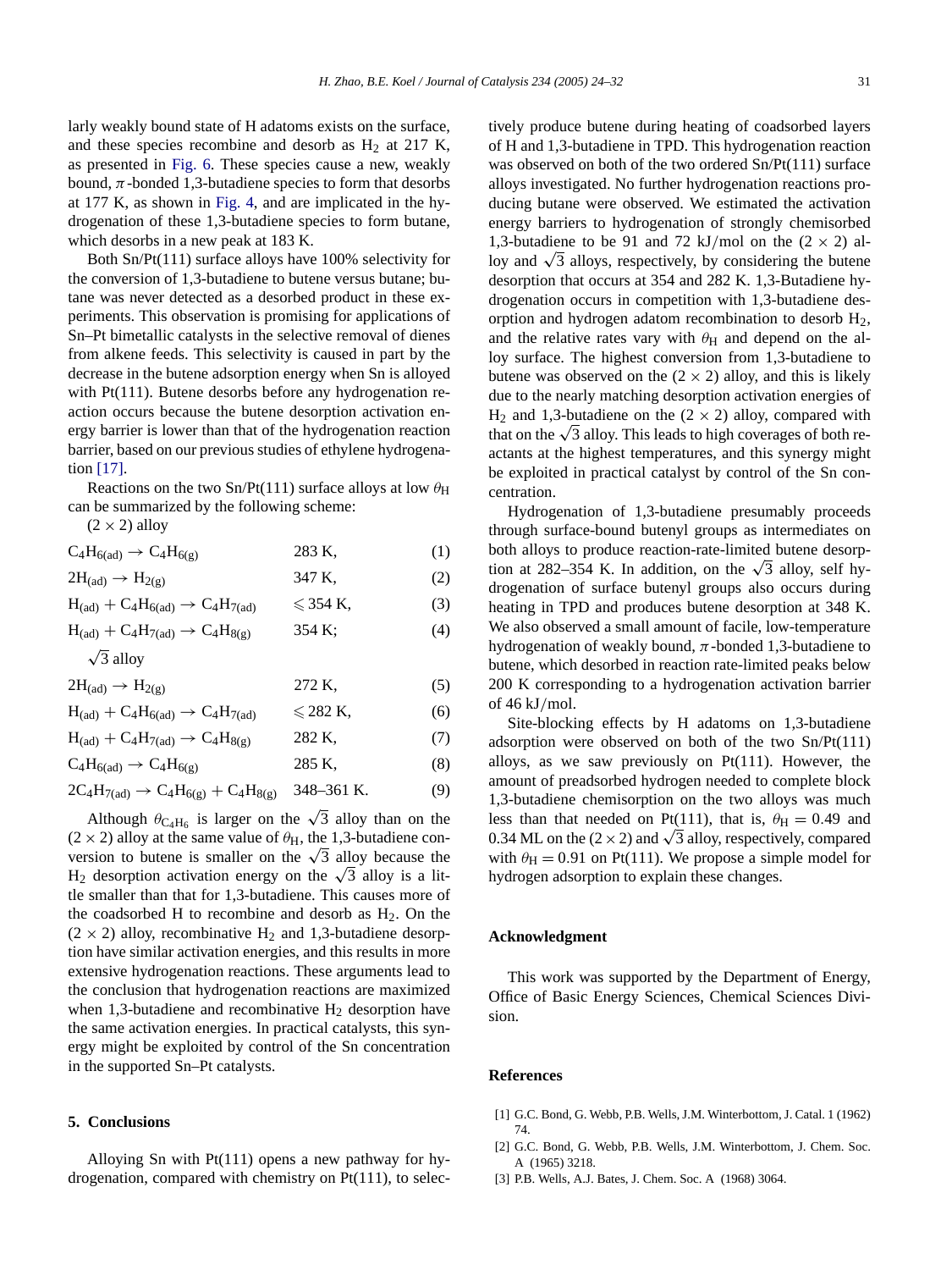larly weakly bound state of H adatoms exists on the surface, and these species recombine and desorb as $H_2$ at 217 K, as presented in Fig. 6. These species cause a new, weakly bound, $\pi$-bonded 1,3-butadiene species to form that desorbs at 177 K, as shown in Fig. 4, and are implicated in the hydrogenation of these 1,3-butadiene species to form butane, which desorbs in a new peak at 183 K.

Both Sn/Pt(111) surface alloys have 100% selectivity for the conversion of 1,3-butadiene to butene versus butane; butane was never detected as a desorbed product in these experiments. This observation is promising for applications of Sn–Pt bimetallic catalysts in the selective removal of dienes from alkene feeds. This selectivity is caused in part by the decrease in the butene adsorption energy when Sn is alloyed with Pt(111). Butene desorbs before any hydrogenation reaction occurs because the butene desorption activation energy barrier is lower than that of the hydrogenation reaction barrier, based on our previous studies of ethylene hydrogenation [17].

Reactions on the two Sn/Pt(111) surface alloys at low $\theta_H$ can be summarized by the following scheme:

$(2 \times 2)$ alloy

$$C_4H_{6(ad)} \rightarrow C_4H_{6(g)} \quad 283\text{ K}, \tag{1}$$

$$2H_{(ad)} \rightarrow H_{2(g)} \quad 347\text{ K}, \tag{2}$$

$$H_{(ad)} + C_4H_{6(ad)} \rightarrow C_4H_{7(ad)} \quad \leqslant 354\text{ K}, \tag{3}$$

$$H_{(ad)} + C_4H_{7(ad)} \rightarrow C_4H_{8(g)} \quad 354\text{ K}; \tag{4}$$

$\sqrt{3}$ alloy

$$2H_{(ad)} \rightarrow H_{2(g)} \quad 272\text{ K}, \tag{5}$$

$$H_{(ad)} + C_4H_{6(ad)} \rightarrow C_4H_{7(ad)} \quad \leqslant 282\text{ K}, \tag{6}$$

$$H_{(ad)} + C_4H_{7(ad)} \rightarrow C_4H_{8(g)} \quad 282\text{ K}, \tag{7}$$

$$C_4H_{6(ad)} \rightarrow C_4H_{6(g)} \quad 285\text{ K}, \tag{8}$$

$$2C_4H_{7(ad)} \rightarrow C_4H_{6(g)} + C_4H_{8(g)} \quad 348\text{–}361\text{ K}. \tag{9}$$

Although $\theta_{C_4H_6}$ is larger on the $\sqrt{3}$ alloy than on the $(2 \times 2)$ alloy at the same value of $\theta_H$, the 1,3-butadiene conversion to butene is smaller on the $\sqrt{3}$ alloy because the $H_2$ desorption activation energy on the $\sqrt{3}$ alloy is a little smaller than that for 1,3-butadiene. This causes more of the coadsorbed H to recombine and desorb as $H_2$. On the $(2 \times 2)$ alloy, recombinative $H_2$ and 1,3-butadiene desorption have similar activation energies, and this results in more extensive hydrogenation reactions. These arguments lead to the conclusion that hydrogenation reactions are maximized when 1,3-butadiene and recombinative $H_2$ desorption have the same activation energies. In practical catalysts, this synergy might be exploited by control of the Sn concentration in the supported Sn–Pt catalysts.

## 5. Conclusions

Alloying Sn with Pt(111) opens a new pathway for hydrogenation, compared with chemistry on Pt(111), to selectively produce butene during heating of coadsorbed layers of H and 1,3-butadiene in TPD. This hydrogenation reaction was observed on both of the two ordered Sn/Pt(111) surface alloys investigated. No further hydrogenation reactions producing butane were observed. We estimated the activation energy barriers to hydrogenation of strongly chemisorbed 1,3-butadiene to be 91 and 72 kJ/mol on the $(2 \times 2)$ alloy and $\sqrt{3}$ alloys, respectively, by considering the butene desorption that occurs at 354 and 282 K. 1,3-Butadiene hydrogenation occurs in competition with 1,3-butadiene desorption and hydrogen adatom recombination to desorb $H_2$, and the relative rates vary with $\theta_H$ and depend on the alloy surface. The highest conversion from 1,3-butadiene to butene was observed on the $(2 \times 2)$ alloy, and this is likely due to the nearly matching desorption activation energies of $H_2$ and 1,3-butadiene on the $(2 \times 2)$ alloy, compared with that on the $\sqrt{3}$ alloy. This leads to high coverages of both reactants at the highest temperatures, and this synergy might be exploited in practical catalyst by control of the Sn concentration.

Hydrogenation of 1,3-butadiene presumably proceeds through surface-bound butenyl groups as intermediates on both alloys to produce reaction-rate-limited butene desorption at 282–354 K. In addition, on the $\sqrt{3}$ alloy, self hydrogenation of surface butenyl groups also occurs during heating in TPD and produces butene desorption at 348 K. We also observed a small amount of facile, low-temperature hydrogenation of weakly bound, $\pi$-bonded 1,3-butadiene to butene, which desorbed in reaction rate-limited peaks below 200 K corresponding to a hydrogenation activation barrier of 46 kJ/mol.

Site-blocking effects by H adatoms on 1,3-butadiene adsorption were observed on both of the two Sn/Pt(111) alloys, as we saw previously on Pt(111). However, the amount of preadsorbed hydrogen needed to complete block 1,3-butadiene chemisorption on the two alloys was much less than that needed on Pt(111), that is, $\theta_H = 0.49$ and 0.34 ML on the $(2 \times 2)$ and $\sqrt{3}$ alloy, respectively, compared with $\theta_H = 0.91$ on Pt(111). We propose a simple model for hydrogen adsorption to explain these changes.

## Acknowledgment

This work was supported by the Department of Energy, Office of Basic Energy Sciences, Chemical Sciences Division.

## References

[1] G.C. Bond, G. Webb, P.B. Wells, J.M. Winterbottom, J. Catal. 1 (1962) 74.

[2] G.C. Bond, G. Webb, P.B. Wells, J.M. Winterbottom, J. Chem. Soc. A (1965) 3218.

[3] P.B. Wells, A.J. Bates, J. Chem. Soc. A (1968) 3064.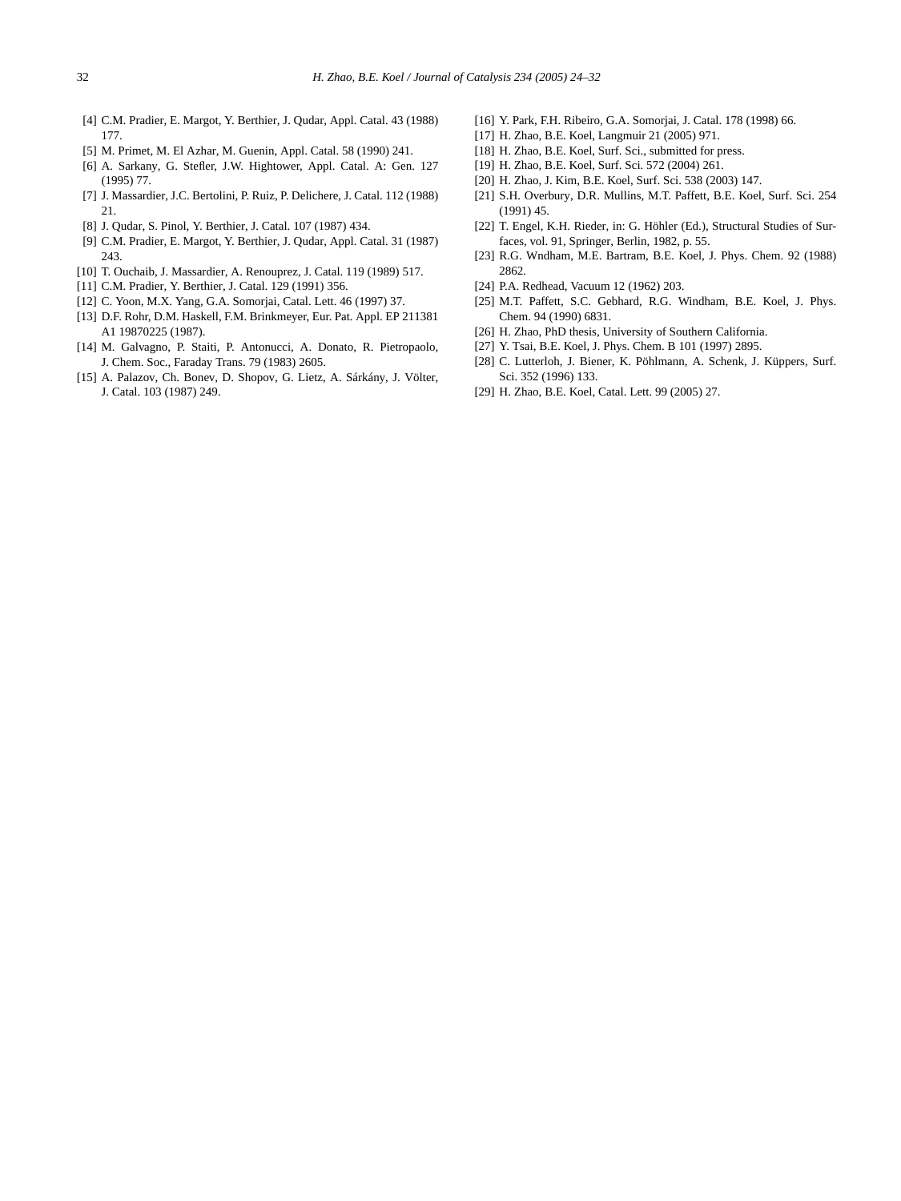[4] C.M. Pradier, E. Margot, Y. Berthier, J. Qudar, Appl. Catal. 43 (1988) 177.
[5] M. Primet, M. El Azhar, M. Guenin, Appl. Catal. 58 (1990) 241.
[6] A. Sarkany, G. Stefler, J.W. Hightower, Appl. Catal. A: Gen. 127 (1995) 77.
[7] J. Massardier, J.C. Bertolini, P. Ruiz, P. Delichere, J. Catal. 112 (1988) 21.
[8] J. Qudar, S. Pinol, Y. Berthier, J. Catal. 107 (1987) 434.
[9] C.M. Pradier, E. Margot, Y. Berthier, J. Qudar, Appl. Catal. 31 (1987) 243.
[10] T. Ouchaib, J. Massardier, A. Renouprez, J. Catal. 119 (1989) 517.
[11] C.M. Pradier, Y. Berthier, J. Catal. 129 (1991) 356.
[12] C. Yoon, M.X. Yang, G.A. Somorjai, Catal. Lett. 46 (1997) 37.
[13] D.F. Rohr, D.M. Haskell, F.M. Brinkmeyer, Eur. Pat. Appl. EP 211381 A1 19870225 (1987).
[14] M. Galvagno, P. Staiti, P. Antonucci, A. Donato, R. Pietropaolo, J. Chem. Soc., Faraday Trans. 79 (1983) 2605.
[15] A. Palazov, Ch. Bonev, D. Shopov, G. Lietz, A. Sárkány, J. Völter, J. Catal. 103 (1987) 249.
[16] Y. Park, F.H. Ribeiro, G.A. Somorjai, J. Catal. 178 (1998) 66.
[17] H. Zhao, B.E. Koel, Langmuir 21 (2005) 971.
[18] H. Zhao, B.E. Koel, Surf. Sci., submitted for press.
[19] H. Zhao, B.E. Koel, Surf. Sci. 572 (2004) 261.
[20] H. Zhao, J. Kim, B.E. Koel, Surf. Sci. 538 (2003) 147.
[21] S.H. Overbury, D.R. Mullins, M.T. Paffett, B.E. Koel, Surf. Sci. 254 (1991) 45.
[22] T. Engel, K.H. Rieder, in: G. Höhler (Ed.), Structural Studies of Surfaces, vol. 91, Springer, Berlin, 1982, p. 55.
[23] R.G. Wndham, M.E. Bartram, B.E. Koel, J. Phys. Chem. 92 (1988) 2862.
[24] P.A. Redhead, Vacuum 12 (1962) 203.
[25] M.T. Paffett, S.C. Gebhard, R.G. Windham, B.E. Koel, J. Phys. Chem. 94 (1990) 6831.
[26] H. Zhao, PhD thesis, University of Southern California.
[27] Y. Tsai, B.E. Koel, J. Phys. Chem. B 101 (1997) 2895.
[28] C. Lutterloh, J. Biener, K. Pöhlmann, A. Schenk, J. Küppers, Surf. Sci. 352 (1996) 133.
[29] H. Zhao, B.E. Koel, Catal. Lett. 99 (2005) 27.